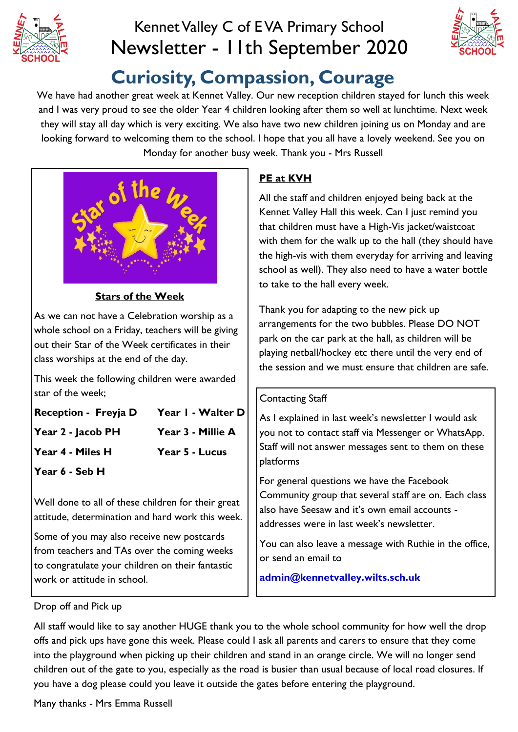# Kennet Valley C of E VA Primary School

# Newsletter - 11th September 2020

## Curiosity, Compassion, Courage

We have had another great week at Kennet Valley. Our new reception children stayed for lunch this week and I was very proud to see the older Year 4 children looking after them so well at lunchtime. Next week they will stay all day which is very exciting. We also have two new children joining us on Monday and are looking forward to welcoming them to the school. I hope that you all have a lovely weekend. See you on Monday for another busy week. Thank you - Mrs Russell

### Stars of the Week

As we can not have a Celebration worship as a whole school on a Friday, teachers will be giving out their Star of the Week certificates in their class worships at the end of the day.

This week the following children were awarded star of the week;

**Reception - Freyja D**

**Year 1 - Walter D**

**Year 2 - Jacob PH**

**Year 3 - Millie A**

**Year 4 - Miles H**

**Year 5 - Lucus**

**Year 6 - Seb H**

Well done to all of these children for their great attitude, determination and hard work this week.

Some of you may also receive new postcards from teachers and TAs over the coming weeks to congratulate your children on their fantastic work or attitude in school.

### PE at KVH

All the staff and children enjoyed being back at the Kennet Valley Hall this week. Can I just remind you that children must have a High-Vis jacket/waistcoat with them for the walk up to the hall (they should have the high-vis with them everyday for arriving and leaving school as well). They also need to have a water bottle to take to the hall every week.

Thank you for adapting to the new pick up arrangements for the two bubbles. Please DO NOT park on the car park at the hall, as children will be playing netball/hockey etc there until the very end of the session and we must ensure that children are safe.

### Contacting Staff

As I explained in last week's newsletter I would ask you not to contact staff via Messenger or WhatsApp. Staff will not answer messages sent to them on these platforms

For general questions we have the Facebook Community group that several staff are on. Each class also have Seesaw and it's own email accounts - addresses were in last week's newsletter.

You can also leave a message with Ruthie in the office, or send an email to

**admin@kennetvalley.wilts.sch.uk**

### Drop off and Pick up

All staff would like to say another HUGE thank you to the whole school community for how well the drop offs and pick ups have gone this week. Please could I ask all parents and carers to ensure that they come into the playground when picking up their children and stand in an orange circle. We will no longer send children out of the gate to you, especially as the road is busier than usual because of local road closures. If you have a dog please could you leave it outside the gates before entering the playground.

Many thanks - Mrs Emma Russell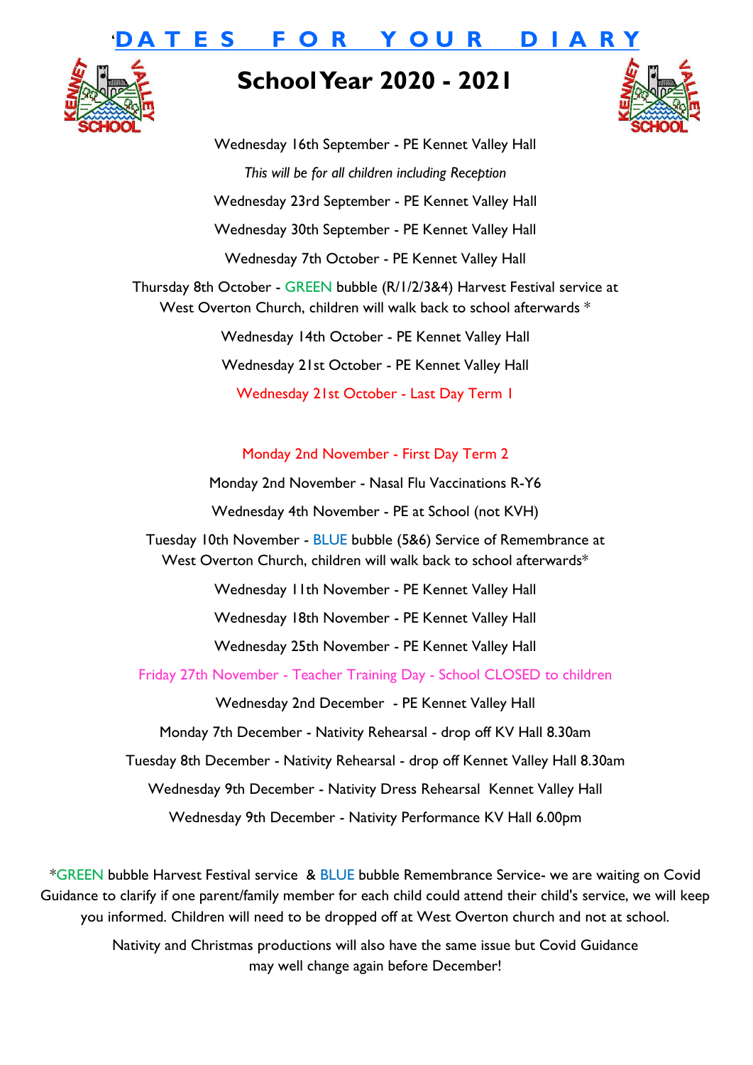# 'DATES FOR YOUR DIARY

## School Year 2020 - 2021

Wednesday 16th September - PE Kennet Valley Hall

*This will be for all children including Reception*

Wednesday 23rd September - PE Kennet Valley Hall

Wednesday 30th September - PE Kennet Valley Hall

Wednesday 7th October - PE Kennet Valley Hall

Thursday 8th October - GREEN bubble (R/1/2/3&4) Harvest Festival service at West Overton Church, children will walk back to school afterwards *

Wednesday 14th October - PE Kennet Valley Hall

Wednesday 21st October - PE Kennet Valley Hall

Wednesday 21st October - Last Day Term 1

Monday 2nd November - First Day Term 2

Monday 2nd November - Nasal Flu Vaccinations R-Y6

Wednesday 4th November - PE at School (not KVH)

Tuesday 10th November - BLUE bubble (5&6) Service of Remembrance at West Overton Church, children will walk back to school afterwards*

Wednesday 11th November - PE Kennet Valley Hall

Wednesday 18th November - PE Kennet Valley Hall

Wednesday 25th November - PE Kennet Valley Hall

Friday 27th November - Teacher Training Day - School CLOSED to children

Wednesday 2nd December - PE Kennet Valley Hall

Monday 7th December - Nativity Rehearsal - drop off KV Hall 8.30am

Tuesday 8th December - Nativity Rehearsal - drop off Kennet Valley Hall 8.30am

Wednesday 9th December - Nativity Dress Rehearsal Kennet Valley Hall

Wednesday 9th December - Nativity Performance KV Hall 6.00pm

*GREEN bubble Harvest Festival service & BLUE bubble Remembrance Service- we are waiting on Covid Guidance to clarify if one parent/family member for each child could attend their child's service, we will keep you informed. Children will need to be dropped off at West Overton church and not at school.

Nativity and Christmas productions will also have the same issue but Covid Guidance may well change again before December!